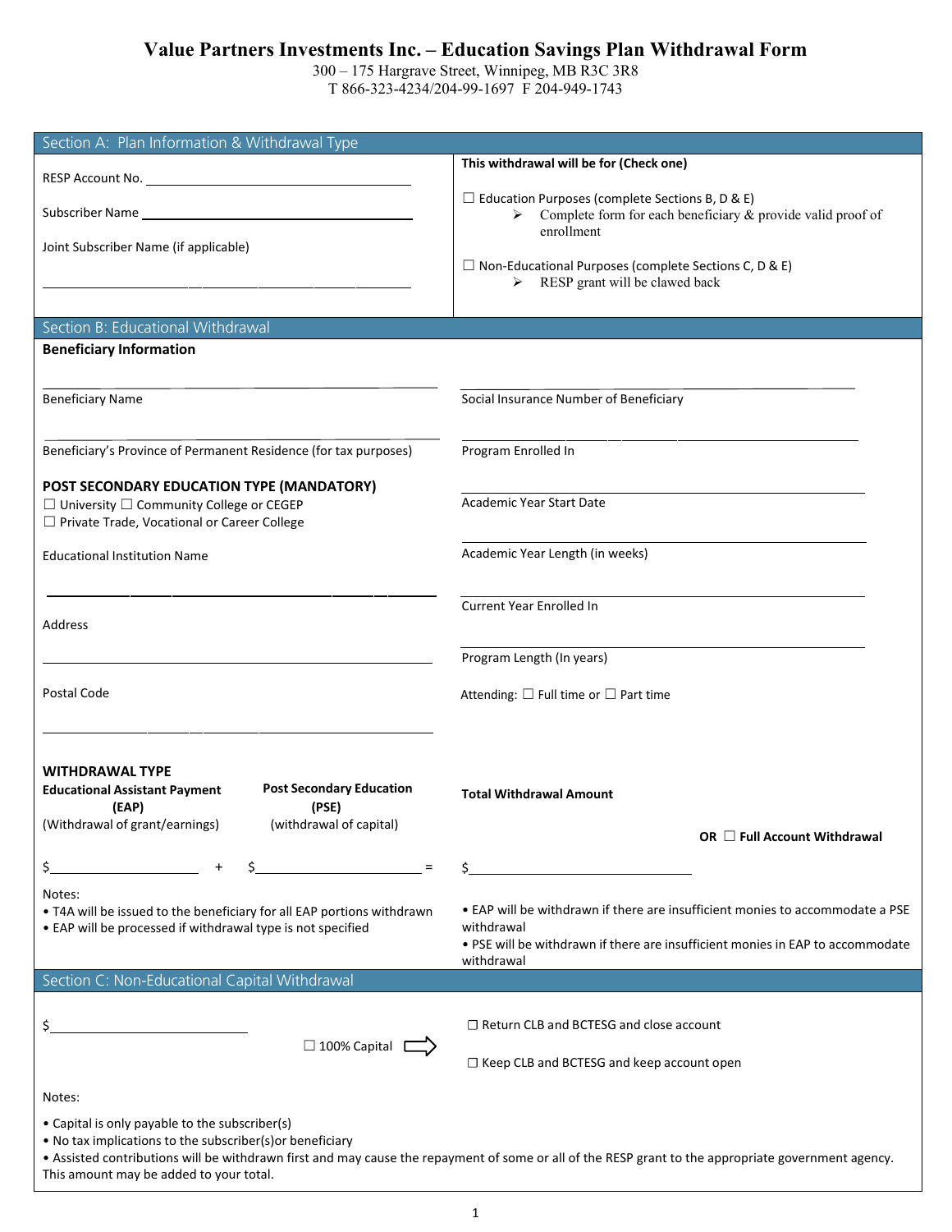# Value Partners Investments Inc. – Education Savings Plan Withdrawal Form

300 – 175 Hargrave Street, Winnipeg, MB R3C 3R8
T 866-323-4234/204-99-1697 F 204-949-1743

## Section A: Plan Information & Withdrawal Type

RESP Account No. ______________________

Subscriber Name ______________________

Joint Subscriber Name (if applicable)

______________________

**This withdrawal will be for (Check one)**

☐ Education Purposes (complete Sections B, D & E)

- ➢ Complete form for each beneficiary & provide valid proof of enrollment

☐ Non-Educational Purposes (complete Sections C, D & E)

- ➢ RESP grant will be clawed back

## Section B: Educational Withdrawal

**Beneficiary Information**

______________________
Beneficiary Name

______________________
Social Insurance Number of Beneficiary

______________________
Beneficiary's Province of Permanent Residence (for tax purposes)

______________________
Program Enrolled In

**POST SECONDARY EDUCATION TYPE (MANDATORY)**

☐ University ☐ Community College or CEGEP
☐ Private Trade, Vocational or Career College

______________________
Academic Year Start Date

Educational Institution Name

______________________

______________________
Academic Year Length (in weeks)

Address

______________________

______________________
Current Year Enrolled In

Postal Code

______________________

______________________
Program Length (In years)

Attending: ☐ Full time or ☐ Part time

**WITHDRAWAL TYPE**

| **Educational Assistant Payment (EAP)** (Withdrawal of grant/earnings) | | **Post Secondary Education (PSE)** (withdrawal of capital) | | **Total Withdrawal Amount** OR ☐ **Full Account Withdrawal** |
|---|---|---|---|---|
| $____________ | + | $____________ | = | $____________ |

Notes:

- T4A will be issued to the beneficiary for all EAP portions withdrawn
- EAP will be processed if withdrawal type is not specified
- EAP will be withdrawn if there are insufficient monies to accommodate a PSE withdrawal
- PSE will be withdrawn if there are insufficient monies in EAP to accommodate withdrawal

## Section C: Non-Educational Capital Withdrawal

$______________________

☐ 100% Capital ⇨

☐ Return CLB and BCTESG and close account

☐ Keep CLB and BCTESG and keep account open

Notes:

- Capital is only payable to the subscriber(s)
- No tax implications to the subscriber(s)or beneficiary
- Assisted contributions will be withdrawn first and may cause the repayment of some or all of the RESP grant to the appropriate government agency. This amount may be added to your total.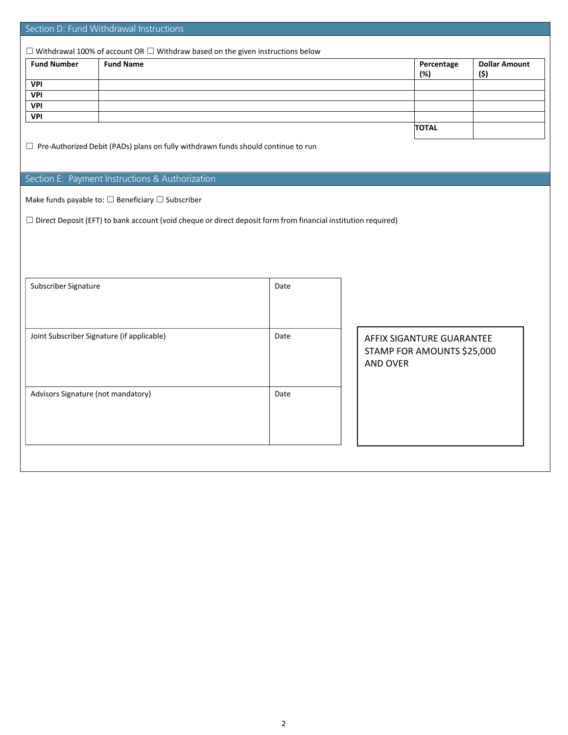## Section D: Fund Withdrawal Instructions

☐ Withdrawal 100% of account OR ☐ Withdraw based on the given instructions below

| Fund Number | Fund Name | Percentage (%) | Dollar Amount ($) |
|---|---|---|---|
| VPI | | | |
| VPI | | | |
| VPI | | | |
| VPI | | | |
| | | TOTAL | |

☐ Pre-Authorized Debit (PADs) plans on fully withdrawn funds should continue to run

## Section E: Payment Instructions & Authorization

Make funds payable to: ☐ Beneficiary ☐ Subscriber

☐ Direct Deposit (EFT) to bank account (void cheque or direct deposit form from financial institution required)

| Signature | Date |
|---|---|
| Subscriber Signature | |
| Joint Subscriber Signature (if applicable) | |
| Advisors Signature (not mandatory) | |

AFFIX SIGANTURE GUARANTEE STAMP FOR AMOUNTS $25,000 AND OVER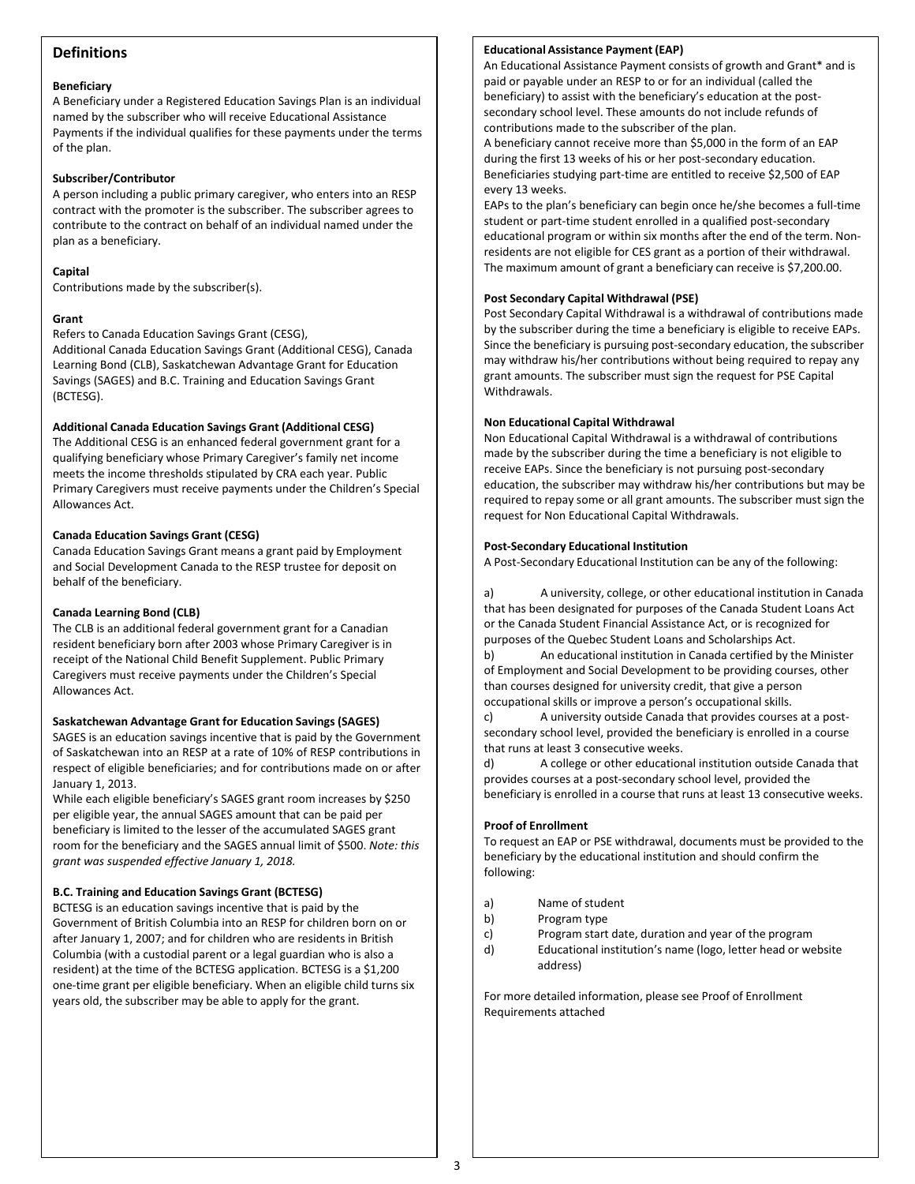## Definitions

**Beneficiary**
A Beneficiary under a Registered Education Savings Plan is an individual named by the subscriber who will receive Educational Assistance Payments if the individual qualifies for these payments under the terms of the plan.

**Subscriber/Contributor**
A person including a public primary caregiver, who enters into an RESP contract with the promoter is the subscriber. The subscriber agrees to contribute to the contract on behalf of an individual named under the plan as a beneficiary.

**Capital**
Contributions made by the subscriber(s).

**Grant**
Refers to Canada Education Savings Grant (CESG),
Additional Canada Education Savings Grant (Additional CESG), Canada Learning Bond (CLB), Saskatchewan Advantage Grant for Education Savings (SAGES) and B.C. Training and Education Savings Grant (BCTESG).

**Additional Canada Education Savings Grant (Additional CESG)**
The Additional CESG is an enhanced federal government grant for a qualifying beneficiary whose Primary Caregiver's family net income meets the income thresholds stipulated by CRA each year. Public Primary Caregivers must receive payments under the Children's Special Allowances Act.

**Canada Education Savings Grant (CESG)**
Canada Education Savings Grant means a grant paid by Employment and Social Development Canada to the RESP trustee for deposit on behalf of the beneficiary.

**Canada Learning Bond (CLB)**
The CLB is an additional federal government grant for a Canadian resident beneficiary born after 2003 whose Primary Caregiver is in receipt of the National Child Benefit Supplement. Public Primary Caregivers must receive payments under the Children's Special Allowances Act.

**Saskatchewan Advantage Grant for Education Savings (SAGES)**
SAGES is an education savings incentive that is paid by the Government of Saskatchewan into an RESP at a rate of 10% of RESP contributions in respect of eligible beneficiaries; and for contributions made on or after January 1, 2013.
While each eligible beneficiary's SAGES grant room increases by $250 per eligible year, the annual SAGES amount that can be paid per beneficiary is limited to the lesser of the accumulated SAGES grant room for the beneficiary and the SAGES annual limit of $500. *Note: this grant was suspended effective January 1, 2018.*

**B.C. Training and Education Savings Grant (BCTESG)**
BCTESG is an education savings incentive that is paid by the Government of British Columbia into an RESP for children born on or after January 1, 2007; and for children who are residents in British Columbia (with a custodial parent or a legal guardian who is also a resident) at the time of the BCTESG application. BCTESG is a $1,200 one-time grant per eligible beneficiary. When an eligible child turns six years old, the subscriber may be able to apply for the grant.

**Educational Assistance Payment (EAP)**
An Educational Assistance Payment consists of growth and Grant* and is paid or payable under an RESP to or for an individual (called the beneficiary) to assist with the beneficiary's education at the post-secondary school level. These amounts do not include refunds of contributions made to the subscriber of the plan.
A beneficiary cannot receive more than $5,000 in the form of an EAP during the first 13 weeks of his or her post-secondary education. Beneficiaries studying part-time are entitled to receive $2,500 of EAP every 13 weeks.
EAPs to the plan's beneficiary can begin once he/she becomes a full-time student or part-time student enrolled in a qualified post-secondary educational program or within six months after the end of the term. Non-residents are not eligible for CES grant as a portion of their withdrawal. The maximum amount of grant a beneficiary can receive is $7,200.00.

**Post Secondary Capital Withdrawal (PSE)**
Post Secondary Capital Withdrawal is a withdrawal of contributions made by the subscriber during the time a beneficiary is eligible to receive EAPs. Since the beneficiary is pursuing post-secondary education, the subscriber may withdraw his/her contributions without being required to repay any grant amounts. The subscriber must sign the request for PSE Capital Withdrawals.

**Non Educational Capital Withdrawal**
Non Educational Capital Withdrawal is a withdrawal of contributions made by the subscriber during the time a beneficiary is not eligible to receive EAPs. Since the beneficiary is not pursuing post-secondary education, the subscriber may withdraw his/her contributions but may be required to repay some or all grant amounts. The subscriber must sign the request for Non Educational Capital Withdrawals.

**Post-Secondary Educational Institution**
A Post-Secondary Educational Institution can be any of the following:

a) A university, college, or other educational institution in Canada that has been designated for purposes of the Canada Student Loans Act or the Canada Student Financial Assistance Act, or is recognized for purposes of the Quebec Student Loans and Scholarships Act.
b) An educational institution in Canada certified by the Minister of Employment and Social Development to be providing courses, other than courses designed for university credit, that give a person occupational skills or improve a person's occupational skills.
c) A university outside Canada that provides courses at a post-secondary school level, provided the beneficiary is enrolled in a course that runs at least 3 consecutive weeks.
d) A college or other educational institution outside Canada that provides courses at a post-secondary school level, provided the beneficiary is enrolled in a course that runs at least 13 consecutive weeks.

**Proof of Enrollment**
To request an EAP or PSE withdrawal, documents must be provided to the beneficiary by the educational institution and should confirm the following:

a) Name of student
b) Program type
c) Program start date, duration and year of the program
d) Educational institution's name (logo, letter head or website address)

For more detailed information, please see Proof of Enrollment Requirements attached